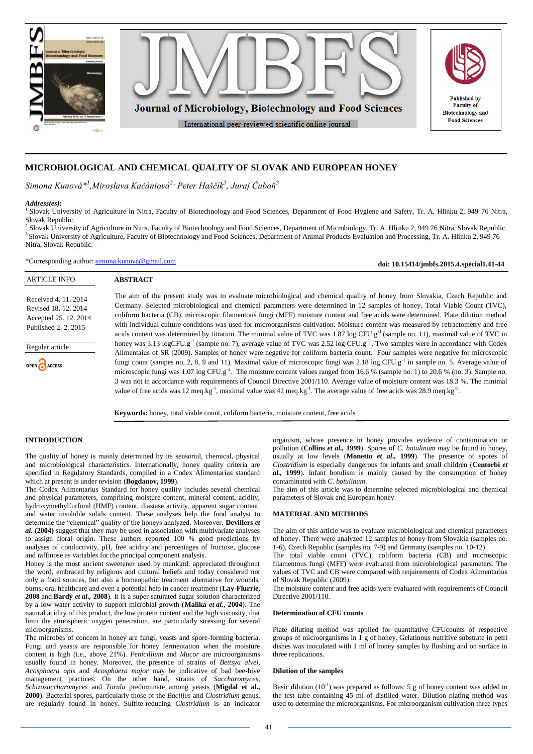# MICROBIOLOGICAL AND CHEMICAL QUALITY OF SLOVAK AND EUROPEAN HONEY

*Simona Kunová*[1], Miroslava Kačániová[2], Peter Haščík[3], Juraj Čuboň[3]*

***Address(es):***
[1] Slovak University of Agriculture in Nitra, Faculty of Biotechnology and Food Sciences, Department of Food Hygiene and Safety, Tr. A. Hlinku 2, 949 76 Nitra, Slovak Republic.
[2] Slovak University of Agriculture in Nitra, Faculty of Biotechnology and Food Sciences, Department of Microbiology, Tr. A. Hlinku 2, 949 76 Nitra, Slovak Republic.
[3] Slovak University of Agriculture, Faculty of Biotechnology and Food Sciences, Department of Animal Products Evaluation and Processing, Tr. A. Hlinku 2, 949 76 Nitra, Slovak Republic.

*Corresponding author: simona.kunova@gmail.com

**doi: 10.15414/jmbfs.2015.4.special1.41-44**

ARTICLE INFO

Received 4. 11. 2014
Revised 18. 12. 2014
Accepted 25. 12. 2014
Published 2. 2. 2015

Regular article

OPEN ACCESS

## ABSTRACT

The aim of the present study was to evaluate microbiological and chemical quality of honey from Slovakia, Czech Republic and Germany. Selected microbiological and chemical parameters were determined in 12 samples of honey. Total Viable Count (TVC), coliform bacteria (CB), microscopic filamentous fungi (MFF) moisture content and free acids were determined. Plate dilution method with individual culture conditions was used for microorganisms cultivation. Moisture content was measured by refractometry and free acids content was determined by titration. The minimal value of TVC was 1.87 log CFU.$g^{-1}$ (sample no. 11), maximal value of TVC in honey was 3.13 logCFU.$g^{-1}$ (sample no. 7), average value of TVC was 2.52 log CFU.$g^{-1}$. Two samples were in accordance with Codex Alimentaius of SR (2009). Samples of honey were negative for coliform bacteria count. Four samples were negative for microscopic fungi count (sampes no. 2, 8, 9 and 11). Maximal value of microscopic fungi was 2.18 log CFU.$g^{-1}$ in sample no. 5. Average value of microscopic fungi was 1.07 log CFU.$g^{-1}$. The moisture content values ranged from 16.6 % (sample no. 1) to 20.6 % (no. 3). Sample no. 3 was not in accordance with requirements of Council Directive 2001/110. Average value of moisture content was 18.3 %. The minimal value of free acids was 12 meq.$kg^{-1}$, maximal value was 42 meq.$kg^{-1}$. The average value of free acids was 28.9 meq.$kg^{-1}$.

**Keywords:** honey, total viable count, coliform bacteria, moisture content, free acids

## INTRODUCTION

The quality of honey is mainly determined by its sensorial, chemical, physical and microbiological characteristics. Internationally, honey quality criteria are specified in Regulatory Standards, compiled in a Codex Alimentarius standard which at present is under revision (**Bogdanov, 1999**).

The Codex Alimentarius Standard for honey quality includes several chemical and physical parameters, comprising moisture content, mineral content, acidity, hydroxymethylfurfural (HMF) content, diastase activity, apparent sugar content, and water insoluble solids content. These analyses help the food analyst to determine the "chemical" quality of the honeys analyzed. Moreover, **Devillers *et al.* (2004)** suggest that they may be used in association with multivariate analyses to assign floral origin. These authors reported 100 % good predictions by analyses of conductivity, pH, free acidity and percentages of fructose, glucose and raffinose as variables for the principal component analysis.

Honey is the most ancient sweetener used by mankind, appreciated throughout the word, embraced by religious and cultural beliefs and today considered not only a food sources, but also a homeopathic treatment alternative for wounds, burns, oral healthcare and even a potential help in cancer treatment (**Lay-Flurrie, 2008** and **Bardy *et al.*, 2008**). It is a super saturated sugar solution characterized by a low water activity to support microbial growth (**Malika *et al.*, 2004**). The natural acidity of this product, the low protein content and the high viscosity, that limit the atmospheric oxygen penetration, are particularly stressing for several microorganisms.

The microbes of concern in honey are fungi, yeasts and spore-forming bacteria. Fungi and yeasts are responsible for honey fermentation when the moisture content is high (i.e., above 21%). *Penicillium* and *Mucor* are microorganisms usually found in honey. Moreover, the presence of strains of *Bettsya alvei*, *Acospphaera apis* and *Acosphaera major* may be indicative of bad bee-hive management practices. On the other hand, strains of *Saccharomyces*, *Schizosaccharomyces* and *Torula* predominate among yeasts (**Migdal et al., 2000**). Bacterial spores, particularly those of the *Bacillus* and *Clostridium* genus, are regularly found in honey. Sulfite-reducing *Clostridium* is an indicator organism, whose presence in honey provides evidence of contamination or pollution (**Collins *et al.*, 1999**). Spores of *C. botulinum* may be found in honey, usually at low levels (**Monetto *et al.*, 1999**). The presence of spores of *Clostridium* is especially dangerous for infants and small children (**Centorbi *et al.*, 1999**). Infant botulism is mainly caused by the consumption of honey contaminated with *C. botulinum*.

The aim of this article was to determine selected microbiological and chemical parameters of Slovak and European honey.

## MATERIAL AND METHODS

The aim of this article was to evaluate microbiological and chemical parameters of honey. There were analyzed 12 samples of honey from Slovakia (samples no. 1-6), Czech Republic (samples no. 7-9) and Germany (samples no. 10-12).

The total viable count (TVC), coliform bacteria (CB) and microscopic filamentous fungi (MFF) were evaluated from microbiological parameters. The values of TVC and CB were compared with requirements of Codex Alimentarius of Slovak Republic (2009).

The moisture content and free acids were evaluated with requirements of Council Directive 2001/110.

### Determination of CFU counts

Plate diluting method was applied for quantitative CFUcounts of respective groups of microorganisms in 1 g of honey. Gelatinous nutritive substrate in petri dishes was inoculated with 1 ml of honey samples by flushing and on surface in three replications.

### Dilution of the samples

Basic dilution ($10^{-1}$) was prepared as follows: 5 g of honey content was added to the test tube containing 45 ml of distilled water. Dilution plating method was used to determine the microorganisms. For microorganism cultivation three types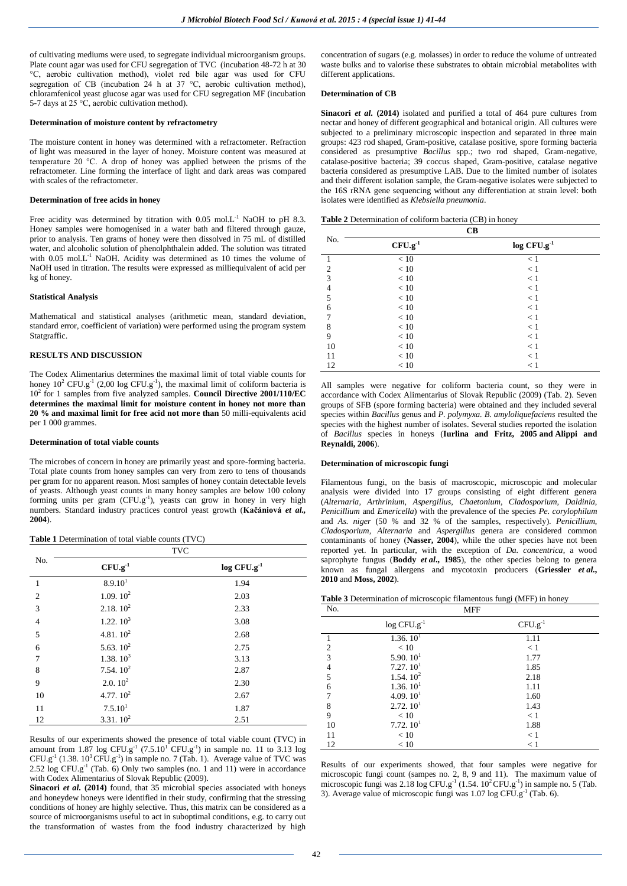of cultivating mediums were used, to segregate individual microorganism groups. Plate count agar was used for CFU segregation of TVC (incubation 48-72 h at 30 °C, aerobic cultivation method), violet red bile agar was used for CFU segregation of CB (incubation 24 h at 37 °C, aerobic cultivation method), chloramfenicol yeast glucose agar was used for CFU segregation MF (incubation 5-7 days at 25 °C, aerobic cultivation method).

### Determination of moisture content by refractometry

The moisture content in honey was determined with a refractometer. Refraction of light was measured in the layer of honey. Moisture content was measured at temperature 20 °C. A drop of honey was applied between the prisms of the refractometer. Line forming the interface of light and dark areas was compared with scales of the refractometer.

### Determination of free acids in honey

Free acidity was determined by titration with 0.05 mol.L$^{-1}$ NaOH to pH 8.3. Honey samples were homogenised in a water bath and filtered through gauze, prior to analysis. Ten grams of honey were then dissolved in 75 mL of distilled water, and alcoholic solution of phenolphthalein added. The solution was titrated with 0.05 mol.L$^{-1}$ NaOH. Acidity was determined as 10 times the volume of NaOH used in titration. The results were expressed as milliequivalent of acid per kg of honey.

### Statistical Analysis

Mathematical and statistical analyses (arithmetic mean, standard deviation, standard error, coefficient of variation) were performed using the program system Statgraffic.

## RESULTS AND DISCUSSION

The Codex Alimentarius determines the maximal limit of total viable counts for honey $10^2$ CFU.g$^{-1}$ (2,00 log CFU.g$^{-1}$), the maximal limit of coliform bacteria is $10^2$ for 1 samples from five analyzed samples. **Council Directive 2001/110/EC determines the maximal limit for moisture content in honey not more than 20 % and maximal limit for free acid not more than** 50 milli-equivalents acid per 1 000 grammes.

### Determination of total viable counts

The microbes of concern in honey are primarily yeast and spore-forming bacteria. Total plate counts from honey samples can very from zero to tens of thousands per gram for no apparent reason. Most samples of honey contain detectable levels of yeasts. Although yeast counts in many honey samples are below 100 colony forming units per gram (CFU.g$^{-1}$), yeasts can grow in honey in very high numbers. Standard industry practices control yeast growth (**Kačániová *et al.*, 2004**).

**Table 1** Determination of total viable counts (TVC)

| No. | TVC | |
|---|---|---|
| | CFU.g$^{-1}$ | log CFU.g$^{-1}$ |
| 1 | $8.9.10^1$ | 1.94 |
| 2 | $1.09.\ 10^2$ | 2.03 |
| 3 | $2.18.\ 10^2$ | 2.33 |
| 4 | $1.22.\ 10^3$ | 3.08 |
| 5 | $4.81.\ 10^2$ | 2.68 |
| 6 | $5.63.\ 10^2$ | 2.75 |
| 7 | $1.38.\ 10^3$ | 3.13 |
| 8 | $7.54.\ 10^2$ | 2.87 |
| 9 | $2.0.\ 10^2$ | 2.30 |
| 10 | $4.77.\ 10^2$ | 2.67 |
| 11 | $7.5.10^1$ | 1.87 |
| 12 | $3.31.\ 10^2$ | 2.51 |

Results of our experiments showed the presence of total viable count (TVC) in amount from 1.87 log CFU.g$^{-1}$ ($7.5.10^1$ CFU.g$^{-1}$) in sample no. 11 to 3.13 log CFU.g$^{-1}$ ($1.38.\ 10^3$ CFU.g$^{-1}$) in sample no. 7 (Tab. 1). Average value of TVC was 2.52 log CFU.g$^{-1}$ (Tab. 6) Only two samples (no. 1 and 11) were in accordance with Codex Alimentarius of Slovak Republic (2009).

**Sinacori *et al.* (2014)** found, that 35 microbial species associated with honeys and honeydew honeys were identified in their study, confirming that the stressing conditions of honey are highly selective. Thus, this matrix can be considered as a source of microorganisms useful to act in suboptimal conditions, e.g. to carry out the transformation of wastes from the food industry characterized by high concentration of sugars (e.g. molasses) in order to reduce the volume of untreated waste bulks and to valorise these substrates to obtain microbial metabolites with different applications.

### Determination of CB

**Sinacori *et al.* (2014)** isolated and purified a total of 464 pure cultures from nectar and honey of different geographical and botanical origin. All cultures were subjected to a preliminary microscopic inspection and separated in three main groups: 423 rod shaped, Gram-positive, catalase positive, spore forming bacteria considered as presumptive *Bacillus* spp.; two rod shaped, Gram-negative, catalase-positive bacteria; 39 coccus shaped, Gram-positive, catalase negative bacteria considered as presumptive LAB. Due to the limited number of isolates and their different isolation sample, the Gram-negative isolates were subjected to the 16S rRNA gene sequencing without any differentiation at strain level: both isolates were identified as *Klebsiella pneumonia*.

**Table 2** Determination of coliform bacteria (CB) in honey

| No. | CB | |
|---|---|---|
| | CFU.g$^{-1}$ | log CFU.g$^{-1}$ |
| 1 | < 10 | < 1 |
| 2 | < 10 | < 1 |
| 3 | < 10 | < 1 |
| 4 | < 10 | < 1 |
| 5 | < 10 | < 1 |
| 6 | < 10 | < 1 |
| 7 | < 10 | < 1 |
| 8 | < 10 | < 1 |
| 9 | < 10 | < 1 |
| 10 | < 10 | < 1 |
| 11 | < 10 | < 1 |
| 12 | < 10 | < 1 |

All samples were negative for coliform bacteria count, so they were in accordance with Codex Alimentarius of Slovak Republic (2009) (Tab. 2). Seven groups of SFB (spore forming bacteria) were obtained and they included several species within *Bacillus* genus and *P. polymyxa*. *B. amyloliquefaciens* resulted the species with the highest number of isolates. Several studies reported the isolation of *Bacillus* species in honeys (**Iurlina and Fritz, 2005 and Alippi and Reynaldi, 2006**).

### Determination of microscopic fungi

Filamentous fungi, on the basis of macroscopic, microscopic and molecular analysis were divided into 17 groups consisting of eight different genera (*Alternaria*, *Arthrinium*, *Aspergillus*, *Chaetonium*, *Cladosporium*, *Daldinia*, *Penicillium* and *Emericella*) with the prevalence of the species *Pe. corylophilum* and *As. niger* (50 % and 32 % of the samples, respectively). *Penicillium*, *Cladosporium*, *Alternaria* and *Aspergillus* genera are considered common contaminants of honey (**Nasser, 2004**), while the other species have not been reported yet. In particular, with the exception of *Da. concentrica*, a wood saprophyte fungus (**Boddy *et al.*, 1985**), the other species belong to genera known as fungal allergens and mycotoxin producers (**Griessler *et al.*, 2010** and **Moss, 2002**).

**Table 3** Determination of microscopic filamentous fungi (MFF) in honey

| No. | MFF | |
|---|---|---|
| | log CFU.g$^{-1}$ | CFU.g$^{-1}$ |
| 1 | $1.36.\ 10^1$ | 1.11 |
| 2 | < 10 | < 1 |
| 3 | $5.90.\ 10^1$ | 1.77 |
| 4 | $7.27.\ 10^1$ | 1.85 |
| 5 | $1.54.\ 10^2$ | 2.18 |
| 6 | $1.36.\ 10^1$ | 1.11 |
| 7 | $4.09.\ 10^1$ | 1.60 |
| 8 | $2.72.\ 10^1$ | 1.43 |
| 9 | < 10 | < 1 |
| 10 | $7.72.\ 10^1$ | 1.88 |
| 11 | < 10 | < 1 |
| 12 | < 10 | < 1 |

Results of our experiments showed, that four samples were negative for microscopic fungi count (sampes no. 2, 8, 9 and 11). The maximum value of microscopic fungi was 2.18 log CFU.g$^{-1}$ ($1.54.\ 10^2$ CFU.g$^{-1}$) in sample no. 5 (Tab. 3). Average value of microscopic fungi was 1.07 log CFU.g$^{-1}$ (Tab. 6).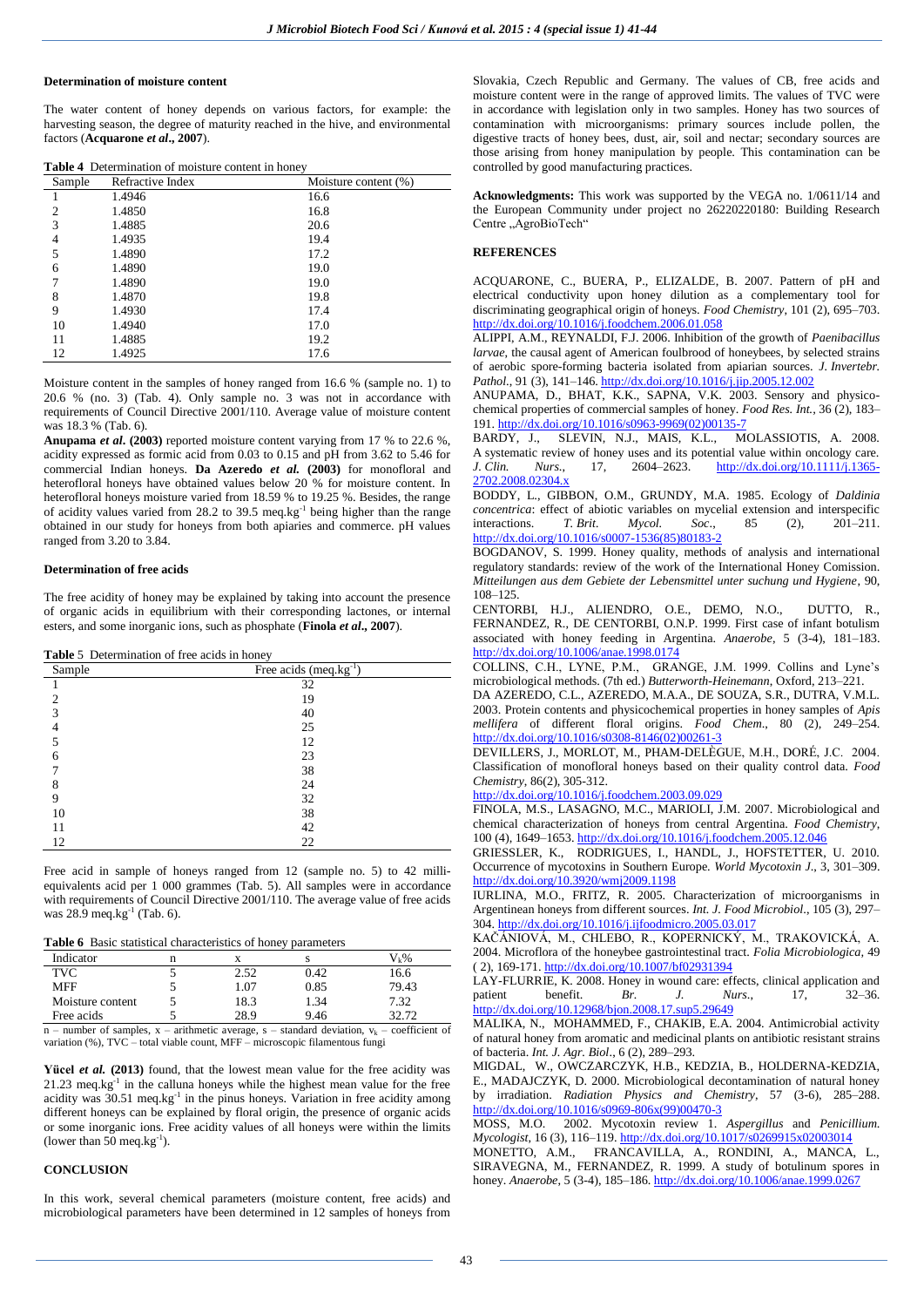### Determination of moisture content

The water content of honey depends on various factors, for example: the harvesting season, the degree of maturity reached in the hive, and environmental factors (**Acquarone *et al*., 2007**).

**Table 4** Determination of moisture content in honey

| Sample | Refractive Index | Moisture content (%) |
|---|---|---|
| 1 | 1.4946 | 16.6 |
| 2 | 1.4850 | 16.8 |
| 3 | 1.4885 | 20.6 |
| 4 | 1.4935 | 19.4 |
| 5 | 1.4890 | 17.2 |
| 6 | 1.4890 | 19.0 |
| 7 | 1.4890 | 19.0 |
| 8 | 1.4870 | 19.8 |
| 9 | 1.4930 | 17.4 |
| 10 | 1.4940 | 17.0 |
| 11 | 1.4885 | 19.2 |
| 12 | 1.4925 | 17.6 |

Moisture content in the samples of honey ranged from 16.6 % (sample no. 1) to 20.6 % (no. 3) (Tab. 4). Only sample no. 3 was not in accordance with requirements of Council Directive 2001/110. Average value of moisture content was 18.3 % (Tab. 6).

**Anupama *et al*. (2003)** reported moisture content varying from 17 % to 22.6 %, acidity expressed as formic acid from 0.03 to 0.15 and pH from 3.62 to 5.46 for commercial Indian honeys. **Da Azeredo *et al.* (2003)** for monofloral and heterofloral honeys have obtained values below 20 % for moisture content. In heterofloral honeys moisture varied from 18.59 % to 19.25 %. Besides, the range of acidity values varied from 28.2 to 39.5 meq.kg$^{-1}$ being higher than the range obtained in our study for honeys from both apiaries and commerce. pH values ranged from 3.20 to 3.84.

### Determination of free acids

The free acidity of honey may be explained by taking into account the presence of organic acids in equilibrium with their corresponding lactones, or internal esters, and some inorganic ions, such as phosphate (**Finola *et al*., 2007**).

**Table** 5 Determination of free acids in honey

| Sample | Free acids (meq.kg$^{-1}$) |
|---|---|
| 1 | 32 |
| 2 | 19 |
| 3 | 40 |
| 4 | 25 |
| 5 | 12 |
| 6 | 23 |
| 7 | 38 |
| 8 | 24 |
| 9 | 32 |
| 10 | 38 |
| 11 | 42 |
| 12 | 22 |

Free acid in sample of honeys ranged from 12 (sample no. 5) to 42 milli-equivalents acid per 1 000 grammes (Tab. 5). All samples were in accordance with requirements of Council Directive 2001/110. The average value of free acids was 28.9 meq.kg$^{-1}$ (Tab. 6).

**Table 6** Basic statistical characteristics of honey parameters

| Indicator | n | x | s | $V_k$% |
|---|---|---|---|---|
| TVC | 5 | 2.52 | 0.42 | 16.6 |
| MFF | 5 | 1.07 | 0.85 | 79.43 |
| Moisture content | 5 | 18.3 | 1.34 | 7.32 |
| Free acids | 5 | 28.9 | 9.46 | 32.72 |

n – number of samples, x – arithmetic average, s – standard deviation, $v_k$ – coefficient of variation (%), TVC – total viable count, MFF – microscopic filamentous fungi

**Yücel *et al.* (2013)** found, that the lowest mean value for the free acidity was 21.23 meq.kg$^{-1}$ in the calluna honeys while the highest mean value for the free acidity was 30.51 meq.kg$^{-1}$ in the pinus honeys. Variation in free acidity among different honeys can be explained by floral origin, the presence of organic acids or some inorganic ions. Free acidity values of all honeys were within the limits (lower than 50 meq.kg$^{-1}$).

## CONCLUSION

In this work, several chemical parameters (moisture content, free acids) and microbiological parameters have been determined in 12 samples of honeys from Slovakia, Czech Republic and Germany. The values of CB, free acids and moisture content were in the range of approved limits. The values of TVC were in accordance with legislation only in two samples. Honey has two sources of contamination with microorganisms: primary sources include pollen, the digestive tracts of honey bees, dust, air, soil and nectar; secondary sources are those arising from honey manipulation by people. This contamination can be controlled by good manufacturing practices.

**Acknowledgments:** This work was supported by the VEGA no. 1/0611/14 and the European Community under project no 26220220180: Building Research Centre „AgroBioTech“

## REFERENCES

ACQUARONE, C., BUERA, P., ELIZALDE, B. 2007. Pattern of pH and electrical conductivity upon honey dilution as a complementary tool for discriminating geographical origin of honeys. *Food Chemistry*, 101 (2), 695–703. http://dx.doi.org/10.1016/j.foodchem.2006.01.058

ALIPPI, A.M., REYNALDI, F.J. 2006. Inhibition of the growth of *Paenibacillus larvae*, the causal agent of American foulbrood of honeybees, by selected strains of aerobic spore-forming bacteria isolated from apiarian sources. *J. Invertebr. Pathol.*, 91 (3), 141–146. http://dx.doi.org/10.1016/j.jip.2005.12.002

ANUPAMA, D., BHAT, K.K., SAPNA, V.K. 2003. Sensory and physico-chemical properties of commercial samples of honey. *Food Res. Int.*, 36 (2), 183–191. http://dx.doi.org/10.1016/s0963-9969(02)00135-7

BARDY, J., SLEVIN, N.J., MAIS, K.L., MOLASSIOTIS, A. 2008. A systematic review of honey uses and its potential value within oncology care. *J. Clin. Nurs.*, 17, 2604–2623. http://dx.doi.org/10.1111/j.1365-2702.2008.02304.x

BODDY, L., GIBBON, O.M., GRUNDY, M.A. 1985. Ecology of *Daldinia concentrica*: effect of abiotic variables on mycelial extension and interspecific interactions. *T. Brit. Mycol. Soc.*, 85 (2), 201–211. http://dx.doi.org/10.1016/s0007-1536(85)80183-2

BOGDANOV, S. 1999. Honey quality, methods of analysis and international regulatory standards: review of the work of the International Honey Comission. *Mitteilungen aus dem Gebiete der Lebensmittel unter suchung und Hygiene*, 90, 108–125.

CENTORBI, H.J., ALIENDRO, O.E., DEMO, N.O., DUTTO, R., FERNANDEZ, R., DE CENTORBI, O.N.P. 1999. First case of infant botulism associated with honey feeding in Argentina. *Anaerobe*, 5 (3-4), 181–183. http://dx.doi.org/10.1006/anae.1998.0174

COLLINS, C.H., LYNE, P.M., GRANGE, J.M. 1999. Collins and Lyne's microbiological methods. (7th ed.) *Butterworth-Heinemann*, Oxford, 213–221.

DA AZEREDO, C.L., AZEREDO, M.A.A., DE SOUZA, S.R., DUTRA, V.M.L. 2003. Protein contents and physicochemical properties in honey samples of *Apis mellifera* of different floral origins. *Food Chem.*, 80 (2), 249–254. http://dx.doi.org/10.1016/s0308-8146(02)00261-3

DEVILLERS, J., MORLOT, M., PHAM-DELÈGUE, M.H., DORÉ, J.C. 2004. Classification of monofloral honeys based on their quality control data. *Food Chemistry*, 86(2), 305-312. http://dx.doi.org/10.1016/j.foodchem.2003.09.029

FINOLA, M.S., LASAGNO, M.C., MARIOLI, J.M. 2007. Microbiological and chemical characterization of honeys from central Argentina. *Food Chemistry*, 100 (4), 1649–1653. http://dx.doi.org/10.1016/j.foodchem.2005.12.046

GRIESSLER, K., RODRIGUES, I., HANDL, J., HOFSTETTER, U. 2010. Occurrence of mycotoxins in Southern Europe. *World Mycotoxin J.*, 3, 301–309. http://dx.doi.org/10.3920/wmj2009.1198

IURLINA, M.O., FRITZ, R. 2005. Characterization of microorganisms in Argentinean honeys from different sources. *Int. J. Food Microbiol.*, 105 (3), 297–304. http://dx.doi.org/10.1016/j.ijfoodmicro.2005.03.017

KAČÁNIOVÁ, M., CHLEBO, R., KOPERNICKÝ, M., TRAKOVICKÁ, A. 2004. Microflora of the honeybee gastrointestinal tract. *Folia Microbiologica*, 49 ( 2), 169-171. http://dx.doi.org/10.1007/bf02931394

LAY-FLURRIE, K. 2008. Honey in wound care: effects, clinical application and patient benefit. *Br. J. Nurs.*, 17, 32–36. http://dx.doi.org/10.12968/bjon.2008.17.sup5.29649

MALIKA, N., MOHAMMED, F., CHAKIB, E.A. 2004. Antimicrobial activity of natural honey from aromatic and medicinal plants on antibiotic resistant strains of bacteria. *Int. J. Agr. Biol.*, 6 (2), 289–293.

MIGDAL, W., OWCZARCZYK, H.B., KEDZIA, B., HOLDERNA-KEDZIA, E., MADAJCZYK, D. 2000. Microbiological decontamination of natural honey by irradiation. *Radiation Physics and Chemistry*, 57 (3-6), 285–288. http://dx.doi.org/10.1016/s0969-806x(99)00470-3

MOSS, M.O. 2002. Mycotoxin review 1. *Aspergillus* and *Penicillium*. *Mycologist*, 16 (3), 116–119. http://dx.doi.org/10.1017/s0269915x02003014

MONETTO, A.M., FRANCAVILLA, A., RONDINI, A., MANCA, L., SIRAVEGNA, M., FERNANDEZ, R. 1999. A study of botulinum spores in honey. *Anaerobe*, 5 (3-4), 185–186. http://dx.doi.org/10.1006/anae.1999.0267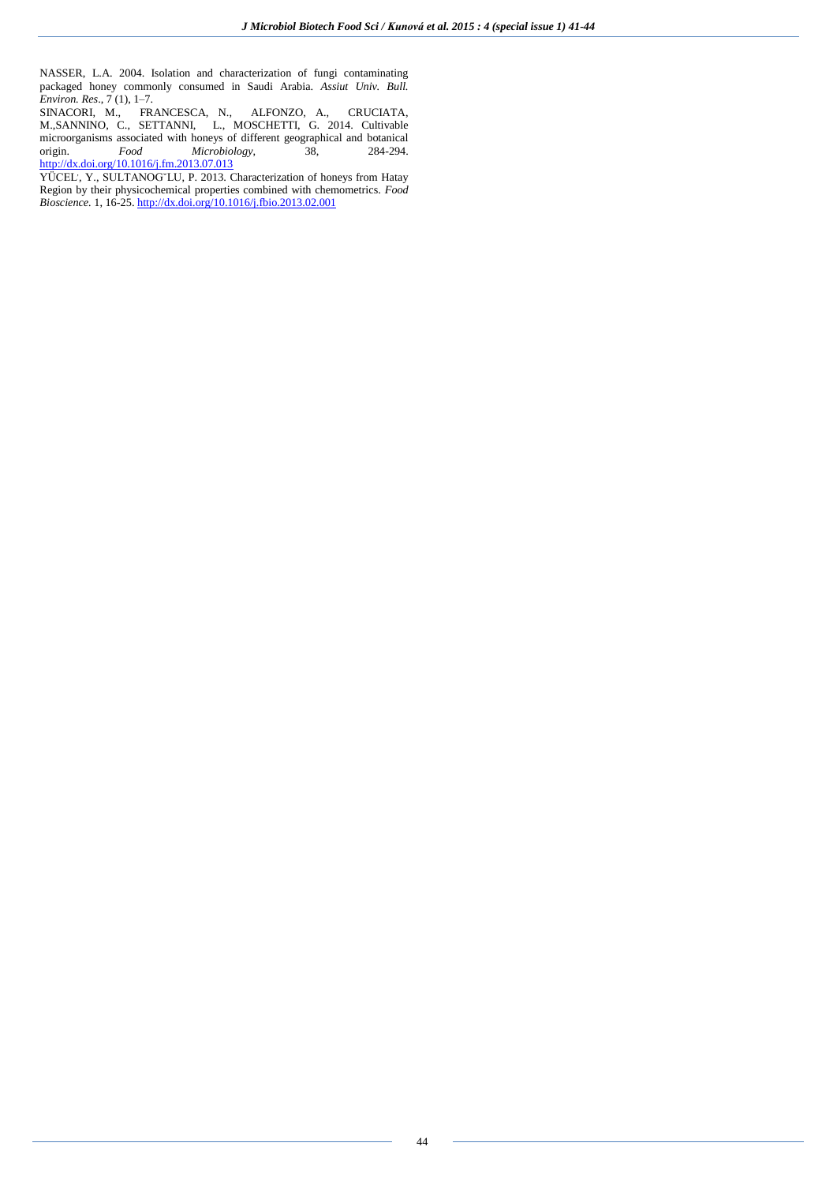NASSER, L.A. 2004. Isolation and characterization of fungi contaminating packaged honey commonly consumed in Saudi Arabia. *Assiut Univ. Bull. Environ. Res*., 7 (1), 1–7.

SINACORI, M., FRANCESCA, N., ALFONZO, A., CRUCIATA, M.,SANNINO, C., SETTANNI, L., MOSCHETTI, G. 2014. Cultivable microorganisms associated with honeys of different geographical and botanical origin. *Food Microbiology*, 38, 284-294. http://dx.doi.org/10.1016/j.fm.2013.07.013

YÜCEL, Y., SULTANOGˇLU, P. 2013. Characterization of honeys from Hatay Region by their physicochemical properties combined with chemometrics. *Food Bioscience*. 1, 16-25. http://dx.doi.org/10.1016/j.fbio.2013.02.001